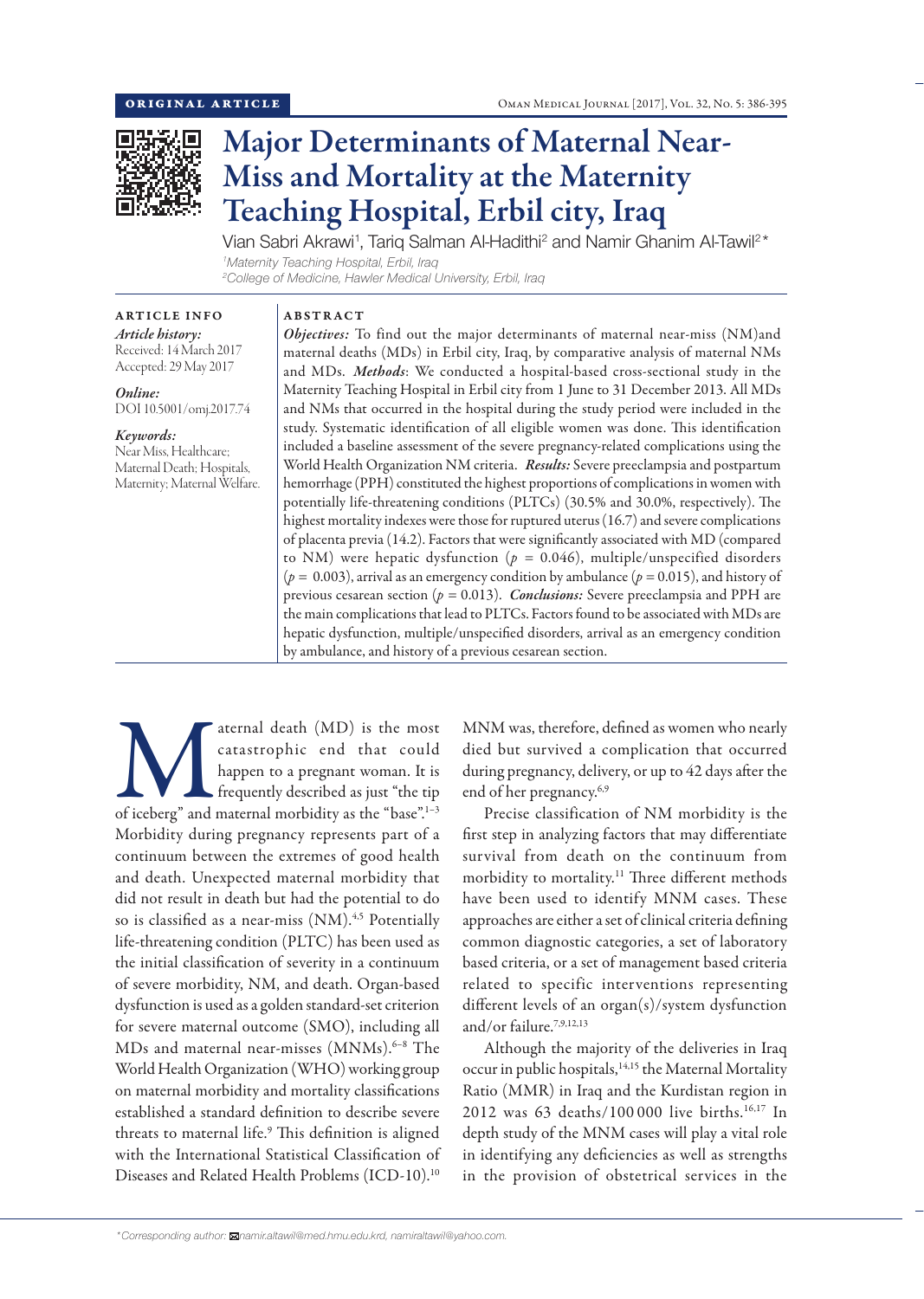ORIGINAL ARTICLE

# Major Determinants of Maternal Near-Miss and Mortality at the Maternity Teaching Hospital, Erbil city, Iraq

Vian Sabri Akrawi[1], Tariq Salman Al-Hadithi[2] and Namir Ghanim Al-Tawil[2]*

[1]Maternity Teaching Hospital, Erbil, Iraq
[2]College of Medicine, Hawler Medical University, Erbil, Iraq

**ARTICLE INFO**

*Article history:*
Received: 14 March 2017
Accepted: 29 May 2017

*Online:*
DOI 10.5001/omj.2017.74

*Keywords:*
Near Miss, Healthcare; Maternal Death; Hospitals, Maternity; Maternal Welfare.

**ABSTRACT**

***Objectives:*** To find out the major determinants of maternal near-miss (NM)and maternal deaths (MDs) in Erbil city, Iraq, by comparative analysis of maternal NMs and MDs. ***Methods***: We conducted a hospital-based cross-sectional study in the Maternity Teaching Hospital in Erbil city from 1 June to 31 December 2013. All MDs and NMs that occurred in the hospital during the study period were included in the study. Systematic identification of all eligible women was done. This identification included a baseline assessment of the severe pregnancy-related complications using the World Health Organization NM criteria. ***Results:*** Severe preeclampsia and postpartum hemorrhage (PPH) constituted the highest proportions of complications in women with potentially life-threatening conditions (PLTCs) (30.5% and 30.0%, respectively). The highest mortality indexes were those for ruptured uterus (16.7) and severe complications of placenta previa (14.2). Factors that were significantly associated with MD (compared to NM) were hepatic dysfunction ($p$ = 0.046), multiple/unspecified disorders ($p$ = 0.003), arrival as an emergency condition by ambulance ($p$ = 0.015), and history of previous cesarean section ($p$ = 0.013). ***Conclusions:*** Severe preeclampsia and PPH are the main complications that lead to PLTCs. Factors found to be associated with MDs are hepatic dysfunction, multiple/unspecified disorders, arrival as an emergency condition by ambulance, and history of a previous cesarean section.

Maternal death (MD) is the most catastrophic end that could happen to a pregnant woman. It is frequently described as just "the tip of iceberg" and maternal morbidity as the "base".[1–3] Morbidity during pregnancy represents part of a continuum between the extremes of good health and death. Unexpected maternal morbidity that did not result in death but had the potential to do so is classified as a near-miss (NM).[4,5] Potentially life-threatening condition (PLTC) has been used as the initial classification of severity in a continuum of severe morbidity, NM, and death. Organ-based dysfunction is used as a golden standard-set criterion for severe maternal outcome (SMO), including all MDs and maternal near-misses (MNMs).[6–8] The World Health Organization (WHO) working group on maternal morbidity and mortality classifications established a standard definition to describe severe threats to maternal life.[9] This definition is aligned with the International Statistical Classification of Diseases and Related Health Problems (ICD-10).[10] MNM was, therefore, defined as women who nearly died but survived a complication that occurred during pregnancy, delivery, or up to 42 days after the end of her pregnancy.[6,9]

Precise classification of NM morbidity is the first step in analyzing factors that may differentiate survival from death on the continuum from morbidity to mortality.[11] Three different methods have been used to identify MNM cases. These approaches are either a set of clinical criteria defining common diagnostic categories, a set of laboratory based criteria, or a set of management based criteria related to specific interventions representing different levels of an organ(s)/system dysfunction and/or failure.[7,9,12,13]

Although the majority of the deliveries in Iraq occur in public hospitals,[14,15] the Maternal Mortality Ratio (MMR) in Iraq and the Kurdistan region in 2012 was 63 deaths/100 000 live births.[16,17] In depth study of the MNM cases will play a vital role in identifying any deficiencies as well as strengths in the provision of obstetrical services in the

*Corresponding author: namir.altawil@med.hmu.edu.krd, namiraltawil@yahoo.com.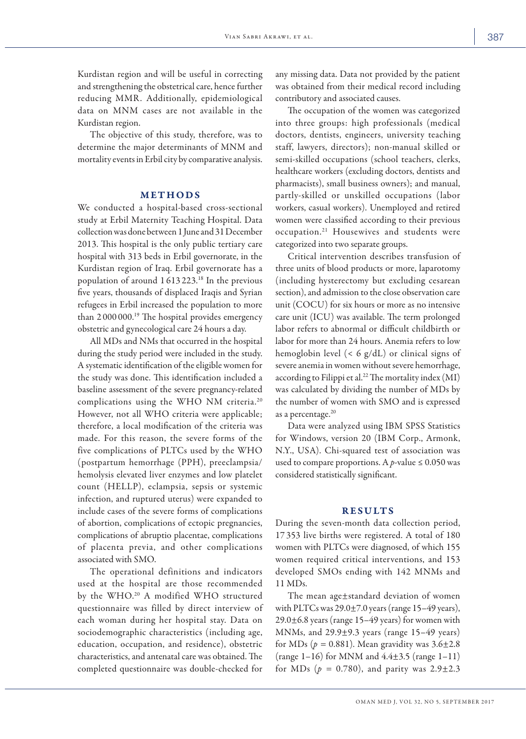Kurdistan region and will be useful in correcting and strengthening the obstetrical care, hence further reducing MMR. Additionally, epidemiological data on MNM cases are not available in the Kurdistan region.

The objective of this study, therefore, was to determine the major determinants of MNM and mortality events in Erbil city by comparative analysis.

## METHODS

We conducted a hospital-based cross-sectional study at Erbil Maternity Teaching Hospital. Data collection was done between 1 June and 31 December 2013. This hospital is the only public tertiary care hospital with 313 beds in Erbil governorate, in the Kurdistan region of Iraq. Erbil governorate has a population of around 1 613 223.[18] In the previous five years, thousands of displaced Iraqis and Syrian refugees in Erbil increased the population to more than 2 000 000.[19] The hospital provides emergency obstetric and gynecological care 24 hours a day.

All MDs and NMs that occurred in the hospital during the study period were included in the study. A systematic identification of the eligible women for the study was done. This identification included a baseline assessment of the severe pregnancy-related complications using the WHO NM criteria.[20] However, not all WHO criteria were applicable; therefore, a local modification of the criteria was made. For this reason, the severe forms of the five complications of PLTCs used by the WHO (postpartum hemorrhage (PPH), preeclampsia/hemolysis elevated liver enzymes and low platelet count (HELLP), eclampsia, sepsis or systemic infection, and ruptured uterus) were expanded to include cases of the severe forms of complications of abortion, complications of ectopic pregnancies, complications of abruptio placentae, complications of placenta previa, and other complications associated with SMO.

The operational definitions and indicators used at the hospital are those recommended by the WHO.[20] A modified WHO structured questionnaire was filled by direct interview of each woman during her hospital stay. Data on sociodemographic characteristics (including age, education, occupation, and residence), obstetric characteristics, and antenatal care was obtained. The completed questionnaire was double-checked for any missing data. Data not provided by the patient was obtained from their medical record including contributory and associated causes.

The occupation of the women was categorized into three groups: high professionals (medical doctors, dentists, engineers, university teaching staff, lawyers, directors); non-manual skilled or semi-skilled occupations (school teachers, clerks, healthcare workers (excluding doctors, dentists and pharmacists), small business owners); and manual, partly-skilled or unskilled occupations (labor workers, casual workers). Unemployed and retired women were classified according to their previous occupation.[21] Housewives and students were categorized into two separate groups.

Critical intervention describes transfusion of three units of blood products or more, laparotomy (including hysterectomy but excluding cesarean section), and admission to the close observation care unit (COCU) for six hours or more as no intensive care unit (ICU) was available. The term prolonged labor refers to abnormal or difficult childbirth or labor for more than 24 hours. Anemia refers to low hemoglobin level ($< 6$ g/dL) or clinical signs of severe anemia in women without severe hemorrhage, according to Filippi et al.[22] The mortality index (MI) was calculated by dividing the number of MDs by the number of women with SMO and is expressed as a percentage.[20]

Data were analyzed using IBM SPSS Statistics for Windows, version 20 (IBM Corp., Armonk, N.Y., USA). Chi-squared test of association was used to compare proportions. A $p$-value $\leq 0.050$ was considered statistically significant.

## RESULTS

During the seven-month data collection period, 17 353 live births were registered. A total of 180 women with PLTCs were diagnosed, of which 155 women required critical interventions, and 153 developed SMOs ending with 142 MNMs and 11 MDs.

The mean age±standard deviation of women with PLTCs was 29.0±7.0 years (range 15–49 years), 29.0±6.8 years (range 15–49 years) for women with MNMs, and 29.9±9.3 years (range 15–49 years) for MDs ($p = 0.881$). Mean gravidity was 3.6±2.8 (range 1–16) for MNM and 4.4±3.5 (range 1–11) for MDs ($p = 0.780$), and parity was 2.9±2.3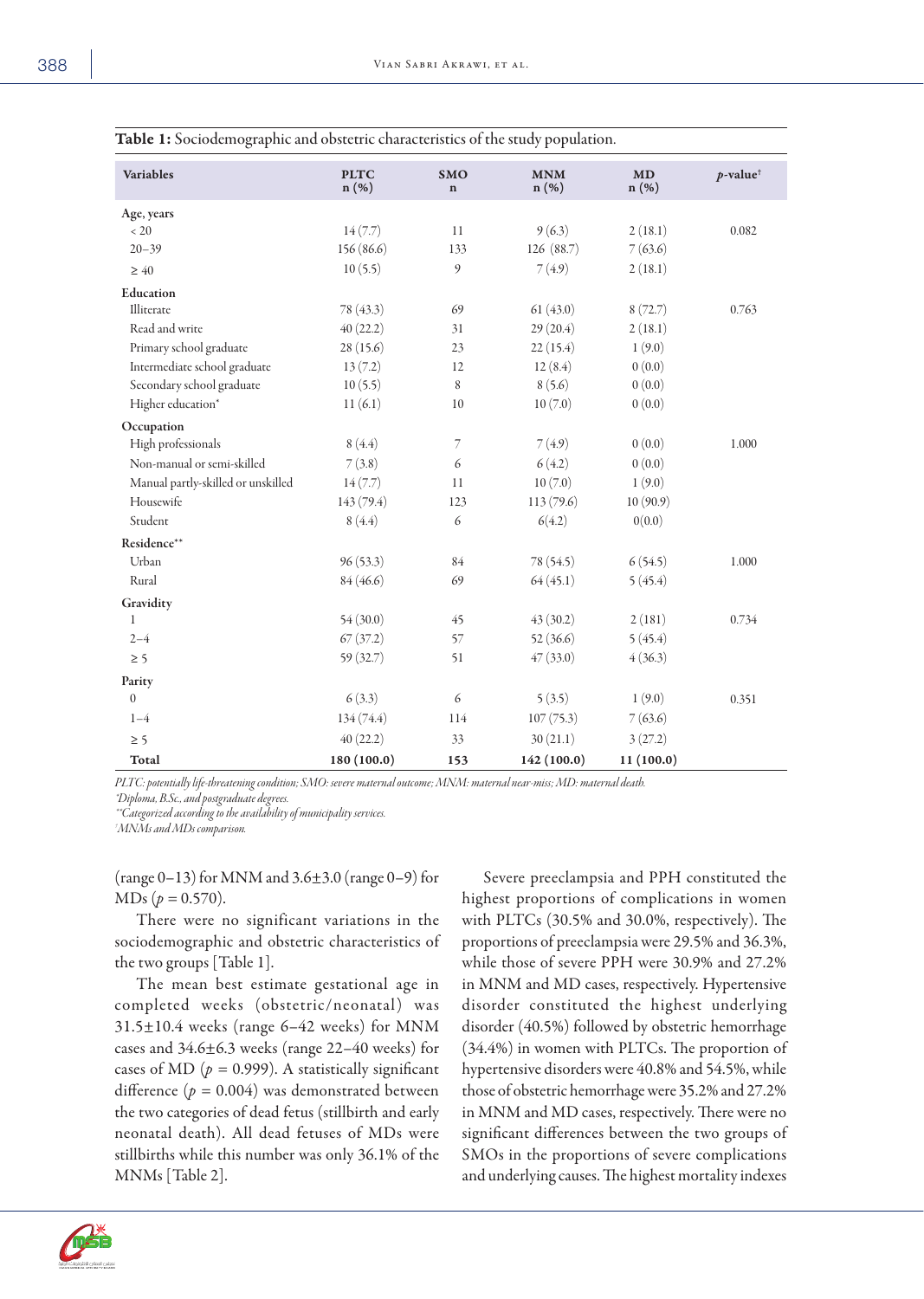**Table 1:** Sociodemographic and obstetric characteristics of the study population.

| Variables | PLTC n (%) | SMO n | MNM n (%) | MD n (%) | *p*-value[†] |
|---|---|---|---|---|---|
| **Age, years** | | | | | |
| < 20 | 14 (7.7) | 11 | 9 (6.3) | 2 (18.1) | 0.082 |
| 20–39 | 156 (86.6) | 133 | 126 (88.7) | 7 (63.6) | |
| ≥ 40 | 10 (5.5) | 9 | 7 (4.9) | 2 (18.1) | |
| **Education** | | | | | |
| Illiterate | 78 (43.3) | 69 | 61 (43.0) | 8 (72.7) | 0.763 |
| Read and write | 40 (22.2) | 31 | 29 (20.4) | 2 (18.1) | |
| Primary school graduate | 28 (15.6) | 23 | 22 (15.4) | 1 (9.0) | |
| Intermediate school graduate | 13 (7.2) | 12 | 12 (8.4) | 0 (0.0) | |
| Secondary school graduate | 10 (5.5) | 8 | 8 (5.6) | 0 (0.0) | |
| Higher education* | 11 (6.1) | 10 | 10 (7.0) | 0 (0.0) | |
| **Occupation** | | | | | |
| High professionals | 8 (4.4) | 7 | 7 (4.9) | 0 (0.0) | 1.000 |
| Non-manual or semi-skilled | 7 (3.8) | 6 | 6 (4.2) | 0 (0.0) | |
| Manual partly-skilled or unskilled | 14 (7.7) | 11 | 10 (7.0) | 1 (9.0) | |
| Housewife | 143 (79.4) | 123 | 113 (79.6) | 10 (90.9) | |
| Student | 8 (4.4) | 6 | 6(4.2) | 0(0.0) | |
| **Residence****| | | | | |
| Urban | 96 (53.3) | 84 | 78 (54.5) | 6 (54.5) | 1.000 |
| Rural | 84 (46.6) | 69 | 64 (45.1) | 5 (45.4) | |
| **Gravidity** | | | | | |
| 1 | 54 (30.0) | 45 | 43 (30.2) | 2 (181) | 0.734 |
| 2–4 | 67 (37.2) | 57 | 52 (36.6) | 5 (45.4) | |
| ≥ 5 | 59 (32.7) | 51 | 47 (33.0) | 4 (36.3) | |
| **Parity** | | | | | |
| 0 | 6 (3.3) | 6 | 5 (3.5) | 1 (9.0) | 0.351 |
| 1–4 | 134 (74.4) | 114 | 107 (75.3) | 7 (63.6) | |
| ≥ 5 | 40 (22.2) | 33 | 30 (21.1) | 3 (27.2) | |
| **Total** | **180 (100.0)** | **153** | **142 (100.0)** | **11 (100.0)** | |

*PLTC: potentially life-threatening condition; SMO: severe maternal outcome; MNM: maternal near-miss; MD: maternal death.*
*\*Diploma, B.Sc., and postgraduate degrees.*
*\*\*Categorized according to the availability of municipality services.*
*[†]MNMs and MDs comparison.*

(range 0–13) for MNM and 3.6±3.0 (range 0–9) for MDs ($p = 0.570$).

There were no significant variations in the sociodemographic and obstetric characteristics of the two groups [Table 1].

The mean best estimate gestational age in completed weeks (obstetric/neonatal) was 31.5±10.4 weeks (range 6–42 weeks) for MNM cases and 34.6±6.3 weeks (range 22–40 weeks) for cases of MD ($p = 0.999$). A statistically significant difference ($p = 0.004$) was demonstrated between the two categories of dead fetus (stillbirth and early neonatal death). All dead fetuses of MDs were stillbirths while this number was only 36.1% of the MNMs [Table 2].

Severe preeclampsia and PPH constituted the highest proportions of complications in women with PLTCs (30.5% and 30.0%, respectively). The proportions of preeclampsia were 29.5% and 36.3%, while those of severe PPH were 30.9% and 27.2% in MNM and MD cases, respectively. Hypertensive disorder constituted the highest underlying disorder (40.5%) followed by obstetric hemorrhage (34.4%) in women with PLTCs. The proportion of hypertensive disorders were 40.8% and 54.5%, while those of obstetric hemorrhage were 35.2% and 27.2% in MNM and MD cases, respectively. There were no significant differences between the two groups of SMOs in the proportions of severe complications and underlying causes. The highest mortality indexes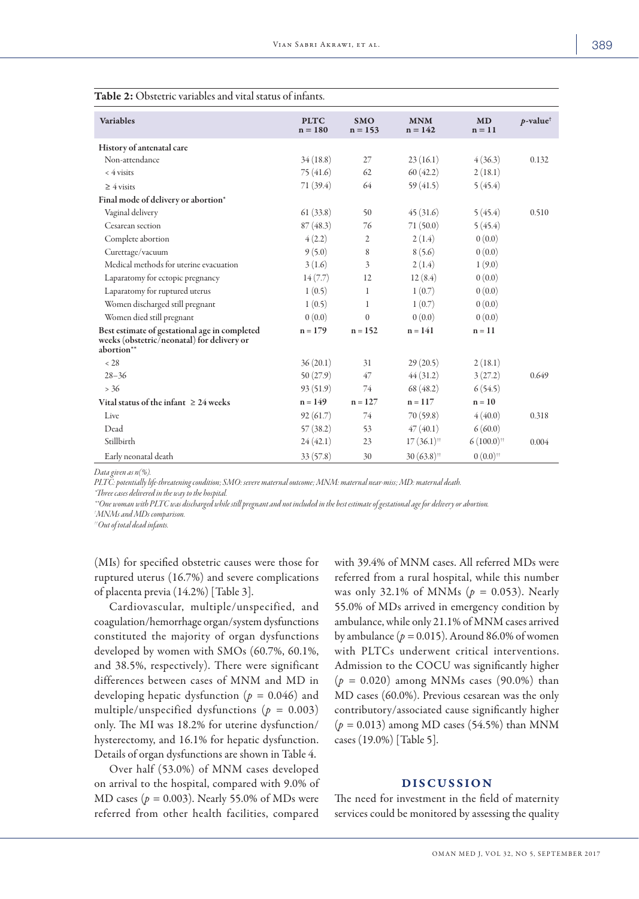**Table 2:** Obstetric variables and vital status of infants.

| Variables | PLTC n = 180 | SMO n = 153 | MNM n = 142 | MD n = 11 | p-value[†] |
|---|---|---|---|---|---|
| **History of antenatal care** | | | | | |
| Non-attendance | 34 (18.8) | 27 | 23 (16.1) | 4 (36.3) | 0.132 |
| < 4 visits | 75 (41.6) | 62 | 60 (42.2) | 2 (18.1) | |
| ≥ 4 visits | 71 (39.4) | 64 | 59 (41.5) | 5 (45.4) | |
| **Final mode of delivery or abortion*** | | | | | |
| Vaginal delivery | 61 (33.8) | 50 | 45 (31.6) | 5 (45.4) | 0.510 |
| Cesarean section | 87 (48.3) | 76 | 71 (50.0) | 5 (45.4) | |
| Complete abortion | 4 (2.2) | 2 | 2 (1.4) | 0 (0.0) | |
| Curettage/vacuum | 9 (5.0) | 8 | 8 (5.6) | 0 (0.0) | |
| Medical methods for uterine evacuation | 3 (1.6) | 3 | 2 (1.4) | 1 (9.0) | |
| Laparatomy for ectopic pregnancy | 14 (7.7) | 12 | 12 (8.4) | 0 (0.0) | |
| Laparatomy for ruptured uterus | 1 (0.5) | 1 | 1 (0.7) | 0 (0.0) | |
| Women discharged still pregnant | 1 (0.5) | 1 | 1 (0.7) | 0 (0.0) | |
| Women died still pregnant | 0 (0.0) | 0 | 0 (0.0) | 0 (0.0) | |
| **Best estimate of gestational age in completed weeks (obstetric/neonatal) for delivery or abortion**** | n = 179 | n = 152 | n = 141 | n = 11 | |
| < 28 | 36 (20.1) | 31 | 29 (20.5) | 2 (18.1) | |
| 28–36 | 50 (27.9) | 47 | 44 (31.2) | 3 (27.2) | 0.649 |
| > 36 | 93 (51.9) | 74 | 68 (48.2) | 6 (54.5) | |
| **Vital status of the infant ≥ 24 weeks** | n = 149 | n = 127 | n = 117 | n = 10 | |
| Live | 92 (61.7) | 74 | 70 (59.8) | 4 (40.0) | 0.318 |
| Dead | 57 (38.2) | 53 | 47 (40.1) | 6 (60.0) | |
| Stillbirth | 24 (42.1) | 23 | 17 (36.1)[††] | 6 (100.0)[††] | 0.004 |
| Early neonatal death | 33 (57.8) | 30 | 30 (63.8)[††] | 0 (0.0)[††] | |

*Data given as n(%).*
*PLTC: potentially life-threatening condition; SMO: severe maternal outcome; MNM: maternal near-miss; MD: maternal death.*
*\*Three cases delivered in the way to the hospital.*
*\*\*One woman with PLTC was discharged while still pregnant and not included in the best estimate of gestational age for delivery or abortion.*
*[†]MNMs and MDs comparison.*
*[††]Out of total dead infants.*

(MIs) for specified obstetric causes were those for ruptured uterus (16.7%) and severe complications of placenta previa (14.2%) [Table 3].

Cardiovascular, multiple/unspecified, and coagulation/hemorrhage organ/system dysfunctions constituted the majority of organ dysfunctions developed by women with SMOs (60.7%, 60.1%, and 38.5%, respectively). There were significant differences between cases of MNM and MD in developing hepatic dysfunction ($p$ = 0.046) and multiple/unspecified dysfunctions ($p$ = 0.003) only. The MI was 18.2% for uterine dysfunction/hysterectomy, and 16.1% for hepatic dysfunction. Details of organ dysfunctions are shown in Table 4.

Over half (53.0%) of MNM cases developed on arrival to the hospital, compared with 9.0% of MD cases ($p$ = 0.003). Nearly 55.0% of MDs were referred from other health facilities, compared with 39.4% of MNM cases. All referred MDs were referred from a rural hospital, while this number was only 32.1% of MNMs ($p$ = 0.053). Nearly 55.0% of MDs arrived in emergency condition by ambulance, while only 21.1% of MNM cases arrived by ambulance ($p$ = 0.015). Around 86.0% of women with PLTCs underwent critical interventions. Admission to the COCU was significantly higher ($p$ = 0.020) among MNMs cases (90.0%) than MD cases (60.0%). Previous cesarean was the only contributory/associated cause significantly higher ($p$ = 0.013) among MD cases (54.5%) than MNM cases (19.0%) [Table 5].

## DISCUSSION

The need for investment in the field of maternity services could be monitored by assessing the quality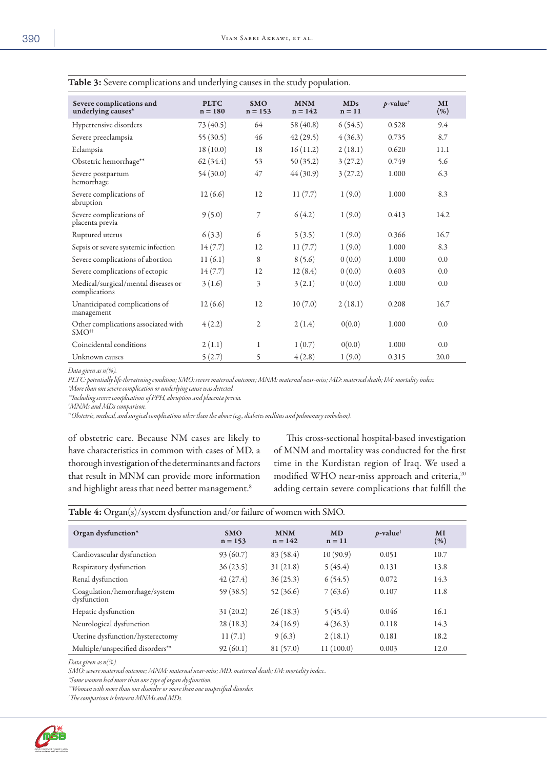**Table 3:** Severe complications and underlying causes in the study population.

| Severe complications and underlying causes* | PLTC n = 180 | SMO n = 153 | MNM n = 142 | MDs n = 11 | p-value† | MI (%) |
|---|---|---|---|---|---|---|
| Hypertensive disorders | 73 (40.5) | 64 | 58 (40.8) | 6 (54.5) | 0.528 | 9.4 |
| Severe preeclampsia | 55 (30.5) | 46 | 42 (29.5) | 4 (36.3) | 0.735 | 8.7 |
| Eclampsia | 18 (10.0) | 18 | 16 (11.2) | 2 (18.1) | 0.620 | 11.1 |
| Obstetric hemorrhage** | 62 (34.4) | 53 | 50 (35.2) | 3 (27.2) | 0.749 | 5.6 |
| Severe postpartum hemorrhage | 54 (30.0) | 47 | 44 (30.9) | 3 (27.2) | 1.000 | 6.3 |
| Severe complications of abruption | 12 (6.6) | 12 | 11 (7.7) | 1 (9.0) | 1.000 | 8.3 |
| Severe complications of placenta previa | 9 (5.0) | 7 | 6 (4.2) | 1 (9.0) | 0.413 | 14.2 |
| Ruptured uterus | 6 (3.3) | 6 | 5 (3.5) | 1 (9.0) | 0.366 | 16.7 |
| Sepsis or severe systemic infection | 14 (7.7) | 12 | 11 (7.7) | 1 (9.0) | 1.000 | 8.3 |
| Severe complications of abortion | 11 (6.1) | 8 | 8 (5.6) | 0 (0.0) | 1.000 | 0.0 |
| Severe complications of ectopic | 14 (7.7) | 12 | 12 (8.4) | 0 (0.0) | 0.603 | 0.0 |
| Medical/surgical/mental diseases or complications | 3 (1.6) | 3 | 3 (2.1) | 0 (0.0) | 1.000 | 0.0 |
| Unanticipated complications of management | 12 (6.6) | 12 | 10 (7.0) | 2 (18.1) | 0.208 | 16.7 |
| Other complications associated with SMO†† | 4 (2.2) | 2 | 2 (1.4) | 0(0.0) | 1.000 | 0.0 |
| Coincidental conditions | 2 (1.1) | 1 | 1 (0.7) | 0(0.0) | 1.000 | 0.0 |
| Unknown causes | 5 (2.7) | 5 | 4 (2.8) | 1 (9.0) | 0.315 | 20.0 |

*Data given as n(%).*
*PLTC: potentially life-threatening condition; SMO: severe maternal outcome; MNM: maternal near-miss; MD: maternal death; IM: mortality index.*
*\*More than one severe complication or underlying cause was detected.*
*\*\*Including severe complications of PPH, abruption and placenta previa.*
*†MNMs and MDs comparison.*
*††Obstetric, medical, and surgical complications other than the above (e.g., diabetes mellitus and pulmonary embolism).*

of obstetric care. Because NM cases are likely to have characteristics in common with cases of MD, a thorough investigation of the determinants and factors that result in MNM can provide more information and highlight areas that need better management.[8]

This cross-sectional hospital-based investigation of MNM and mortality was conducted for the first time in the Kurdistan region of Iraq. We used a modified WHO near-miss approach and criteria,[20] adding certain severe complications that fulfill the

**Table 4:** Organ(s)/system dysfunction and/or failure of women with SMO.

| Organ dysfunction* | SMO n = 153 | MNM n = 142 | MD n = 11 | p-value† | MI (%) |
|---|---|---|---|---|---|
| Cardiovascular dysfunction | 93 (60.7) | 83 (58.4) | 10 (90.9) | 0.051 | 10.7 |
| Respiratory dysfunction | 36 (23.5) | 31 (21.8) | 5 (45.4) | 0.131 | 13.8 |
| Renal dysfunction | 42 (27.4) | 36 (25.3) | 6 (54.5) | 0.072 | 14.3 |
| Coagulation/hemorrhage/system dysfunction | 59 (38.5) | 52 (36.6) | 7 (63.6) | 0.107 | 11.8 |
| Hepatic dysfunction | 31 (20.2) | 26 (18.3) | 5 (45.4) | 0.046 | 16.1 |
| Neurological dysfunction | 28 (18.3) | 24 (16.9) | 4 (36.3) | 0.118 | 14.3 |
| Uterine dysfunction/hysterectomy | 11 (7.1) | 9 (6.3) | 2 (18.1) | 0.181 | 18.2 |
| Multiple/unspecified disorders** | 92 (60.1) | 81 (57.0) | 11 (100.0) | 0.003 | 12.0 |

*Data given as n(%).*
*SMO: severe maternal outcome; MNM: maternal near-miss; MD: maternal death; IM: mortality index..*
*\*Some women had more than one type of organ dysfunction.*
*\*\*Woman with more than one disorder or more than one unspecified disorder.*
*†The comparison is between MNMs and MDs.*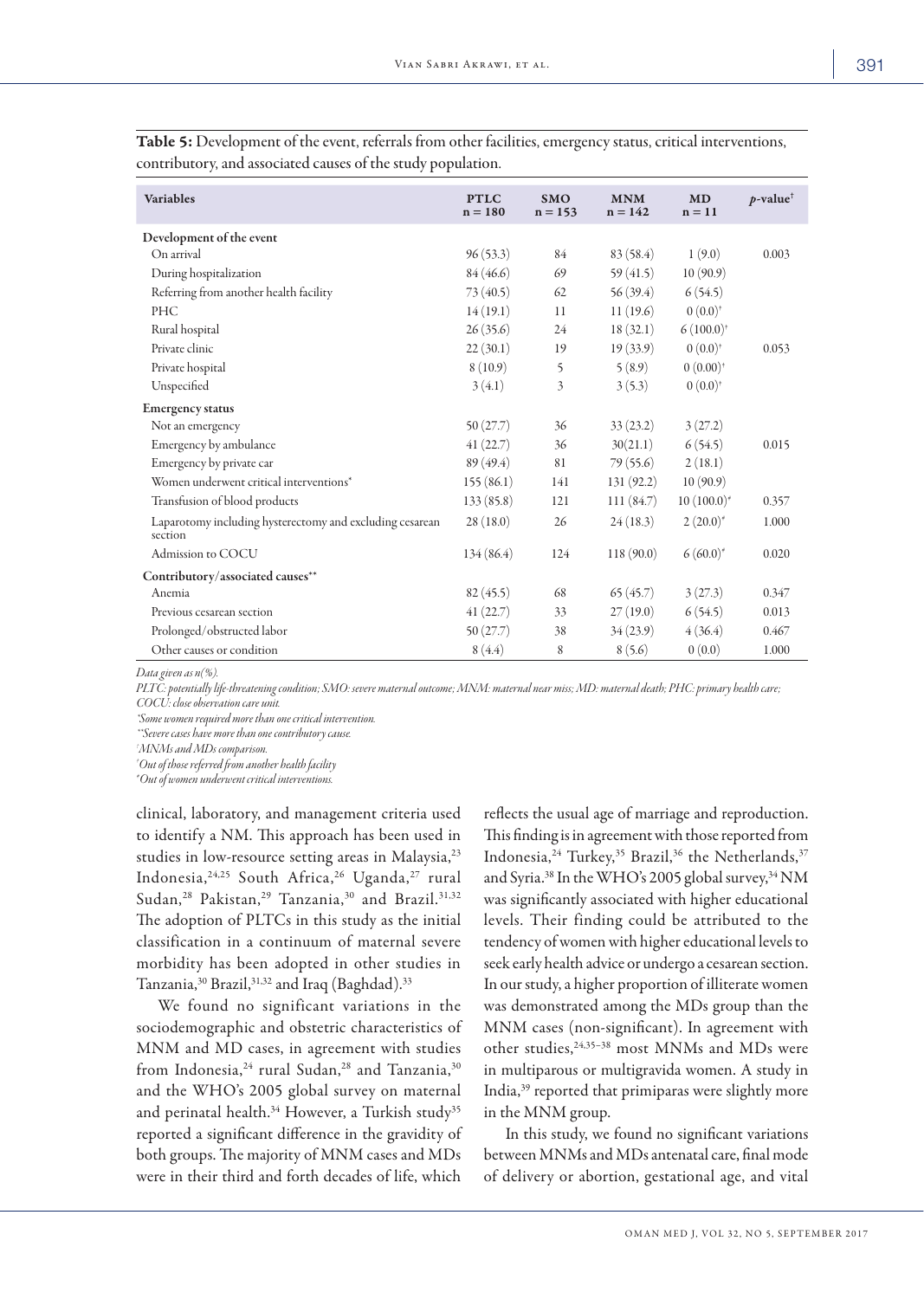**Table 5:** Development of the event, referrals from other facilities, emergency status, critical interventions, contributory, and associated causes of the study population.

| Variables | PTLC n = 180 | SMO n = 153 | MNM n = 142 | MD n = 11 | *p*-value[†] |
|---|---|---|---|---|---|
| **Development of the event** | | | | | |
| On arrival | 96 (53.3) | 84 | 83 (58.4) | 1 (9.0) | 0.003 |
| During hospitalization | 84 (46.6) | 69 | 59 (41.5) | 10 (90.9) | |
| Referring from another health facility | 73 (40.5) | 62 | 56 (39.4) | 6 (54.5) | |
| PHC | 14 (19.1) | 11 | 11 (19.6) | 0 (0.0)[ǂ] | |
| Rural hospital | 26 (35.6) | 24 | 18 (32.1) | 6 (100.0)[ǂ] | |
| Private clinic | 22 (30.1) | 19 | 19 (33.9) | 0 (0.0)[ǂ] | 0.053 |
| Private hospital | 8 (10.9) | 5 | 5 (8.9) | 0 (0.00)[ǂ] | |
| Unspecified | 3 (4.1) | 3 | 3 (5.3) | 0 (0.0)[ǂ] | |
| **Emergency status** | | | | | |
| Not an emergency | 50 (27.7) | 36 | 33 (23.2) | 3 (27.2) | |
| Emergency by ambulance | 41 (22.7) | 36 | 30(21.1) | 6 (54.5) | 0.015 |
| Emergency by private car | 89 (49.4) | 81 | 79 (55.6) | 2 (18.1) | |
| Women underwent critical interventions* | 155 (86.1) | 141 | 131 (92.2) | 10 (90.9) | |
| Transfusion of blood products | 133 (85.8) | 121 | 111 (84.7) | 10 (100.0)[ǂ] | 0.357 |
| Laparotomy including hysterectomy and excluding cesarean section | 28 (18.0) | 26 | 24 (18.3) | 2 (20.0)[ǂ] | 1.000 |
| Admission to COCU | 134 (86.4) | 124 | 118 (90.0) | 6 (60.0)[ǂ] | 0.020 |
| **Contributory/associated causes**** | | | | | |
| Anemia | 82 (45.5) | 68 | 65 (45.7) | 3 (27.3) | 0.347 |
| Previous cesarean section | 41 (22.7) | 33 | 27 (19.0) | 6 (54.5) | 0.013 |
| Prolonged/obstructed labor | 50 (27.7) | 38 | 34 (23.9) | 4 (36.4) | 0.467 |
| Other causes or condition | 8 (4.4) | 8 | 8 (5.6) | 0 (0.0) | 1.000 |

*Data given as n(%).*

*PLTC: potentially life-threatening condition; SMO: severe maternal outcome; MNM: maternal near miss; MD: maternal death; PHC: primary health care; COCU: close observation care unit.*

*\*Some women required more than one critical intervention.*

*\*\*Severe cases have more than one contributory cause.*

*[†]MNMs and MDs comparison.*

*[ǂ]Out of those referred from another health facility*

*[ǂ]Out of women underwent critical interventions.*

clinical, laboratory, and management criteria used to identify a NM. This approach has been used in studies in low-resource setting areas in Malaysia,[23] Indonesia,[24,25] South Africa,[26] Uganda,[27] rural Sudan,[28] Pakistan,[29] Tanzania,[30] and Brazil.[31,32] The adoption of PLTCs in this study as the initial classification in a continuum of maternal severe morbidity has been adopted in other studies in Tanzania,[30] Brazil,[31,32] and Iraq (Baghdad).[33]

We found no significant variations in the sociodemographic and obstetric characteristics of MNM and MD cases, in agreement with studies from Indonesia,[24] rural Sudan,[28] and Tanzania,[30] and the WHO's 2005 global survey on maternal and perinatal health.[34] However, a Turkish study[35] reported a significant difference in the gravidity of both groups. The majority of MNM cases and MDs were in their third and forth decades of life, which reflects the usual age of marriage and reproduction. This finding is in agreement with those reported from Indonesia,[24] Turkey,[35] Brazil,[36] the Netherlands,[37] and Syria.[38] In the WHO's 2005 global survey,[34] NM was significantly associated with higher educational levels. Their finding could be attributed to the tendency of women with higher educational levels to seek early health advice or undergo a cesarean section. In our study, a higher proportion of illiterate women was demonstrated among the MDs group than the MNM cases (non-significant). In agreement with other studies,[24,35–38] most MNMs and MDs were in multiparous or multigravida women. A study in India,[39] reported that primiparas were slightly more in the MNM group.

In this study, we found no significant variations between MNMs and MDs antenatal care, final mode of delivery or abortion, gestational age, and vital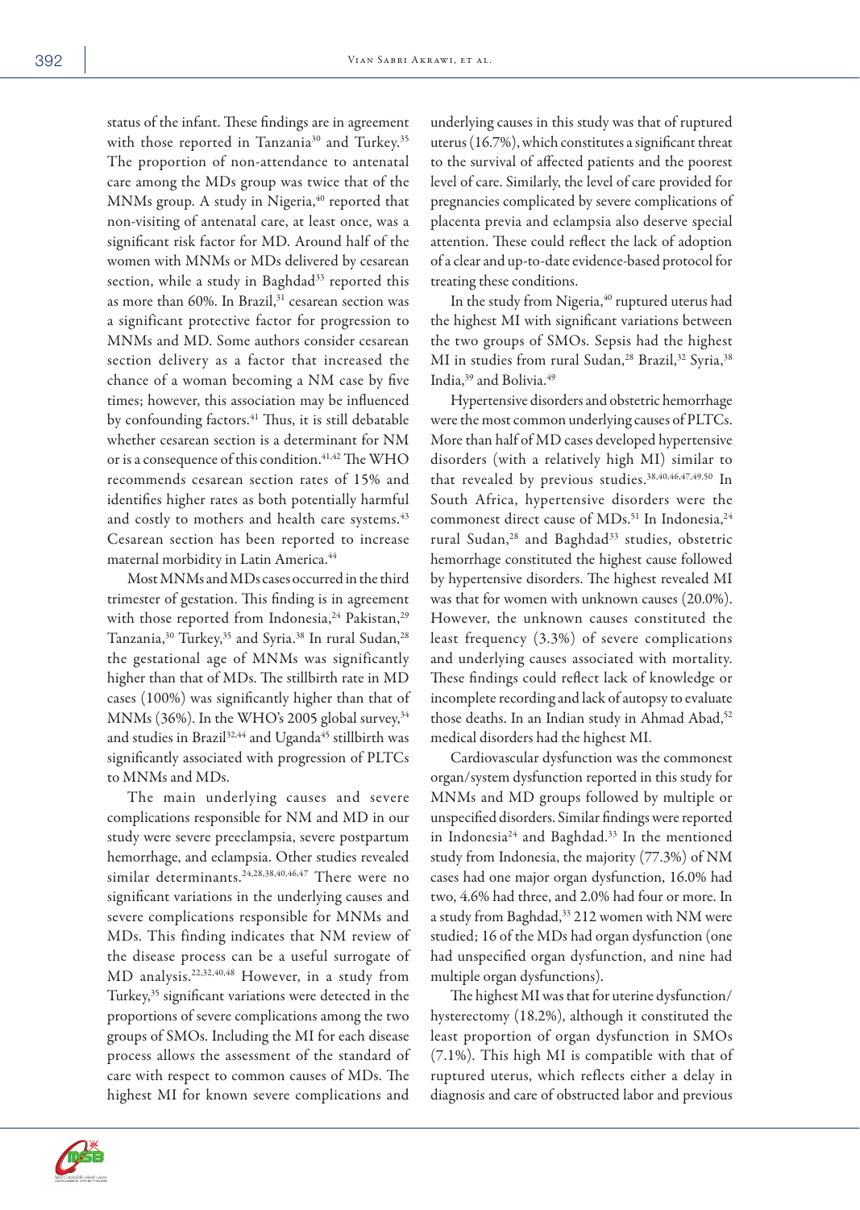status of the infant. These findings are in agreement with those reported in Tanzania[30] and Turkey.[35] The proportion of non-attendance to antenatal care among the MDs group was twice that of the MNMs group. A study in Nigeria,[40] reported that non-visiting of antenatal care, at least once, was a significant risk factor for MD. Around half of the women with MNMs or MDs delivered by cesarean section, while a study in Baghdad[33] reported this as more than 60%. In Brazil,[31] cesarean section was a significant protective factor for progression to MNMs and MD. Some authors consider cesarean section delivery as a factor that increased the chance of a woman becoming a NM case by five times; however, this association may be influenced by confounding factors.[41] Thus, it is still debatable whether cesarean section is a determinant for NM or is a consequence of this condition.[41,42] The WHO recommends cesarean section rates of 15% and identifies higher rates as both potentially harmful and costly to mothers and health care systems.[43] Cesarean section has been reported to increase maternal morbidity in Latin America.[44]

Most MNMs and MDs cases occurred in the third trimester of gestation. This finding is in agreement with those reported from Indonesia,[24] Pakistan,[29] Tanzania,[30] Turkey,[35] and Syria.[38] In rural Sudan,[28] the gestational age of MNMs was significantly higher than that of MDs. The stillbirth rate in MD cases (100%) was significantly higher than that of MNMs (36%). In the WHO's 2005 global survey,[34] and studies in Brazil[32,44] and Uganda[45] stillbirth was significantly associated with progression of PLTCs to MNMs and MDs.

The main underlying causes and severe complications responsible for NM and MD in our study were severe preeclampsia, severe postpartum hemorrhage, and eclampsia. Other studies revealed similar determinants.[24,28,38,40,46,47] There were no significant variations in the underlying causes and severe complications responsible for MNMs and MDs. This finding indicates that NM review of the disease process can be a useful surrogate of MD analysis.[22,32,40,48] However, in a study from Turkey,[35] significant variations were detected in the proportions of severe complications among the two groups of SMOs. Including the MI for each disease process allows the assessment of the standard of care with respect to common causes of MDs. The highest MI for known severe complications and underlying causes in this study was that of ruptured uterus (16.7%), which constitutes a significant threat to the survival of affected patients and the poorest level of care. Similarly, the level of care provided for pregnancies complicated by severe complications of placenta previa and eclampsia also deserve special attention. These could reflect the lack of adoption of a clear and up-to-date evidence-based protocol for treating these conditions.

In the study from Nigeria,[40] ruptured uterus had the highest MI with significant variations between the two groups of SMOs. Sepsis had the highest MI in studies from rural Sudan,[28] Brazil,[32] Syria,[38] India,[39] and Bolivia.[49]

Hypertensive disorders and obstetric hemorrhage were the most common underlying causes of PLTCs. More than half of MD cases developed hypertensive disorders (with a relatively high MI) similar to that revealed by previous studies.[38,40,46,47,49,50] In South Africa, hypertensive disorders were the commonest direct cause of MDs.[51] In Indonesia,[24] rural Sudan,[28] and Baghdad[33] studies, obstetric hemorrhage constituted the highest cause followed by hypertensive disorders. The highest revealed MI was that for women with unknown causes (20.0%). However, the unknown causes constituted the least frequency (3.3%) of severe complications and underlying causes associated with mortality. These findings could reflect lack of knowledge or incomplete recording and lack of autopsy to evaluate those deaths. In an Indian study in Ahmad Abad,[52] medical disorders had the highest MI.

Cardiovascular dysfunction was the commonest organ/system dysfunction reported in this study for MNMs and MD groups followed by multiple or unspecified disorders. Similar findings were reported in Indonesia[24] and Baghdad.[33] In the mentioned study from Indonesia, the majority (77.3%) of NM cases had one major organ dysfunction, 16.0% had two, 4.6% had three, and 2.0% had four or more. In a study from Baghdad,[33] 212 women with NM were studied; 16 of the MDs had organ dysfunction (one had unspecified organ dysfunction, and nine had multiple organ dysfunctions).

The highest MI was that for uterine dysfunction/hysterectomy (18.2%), although it constituted the least proportion of organ dysfunction in SMOs (7.1%). This high MI is compatible with that of ruptured uterus, which reflects either a delay in diagnosis and care of obstructed labor and previous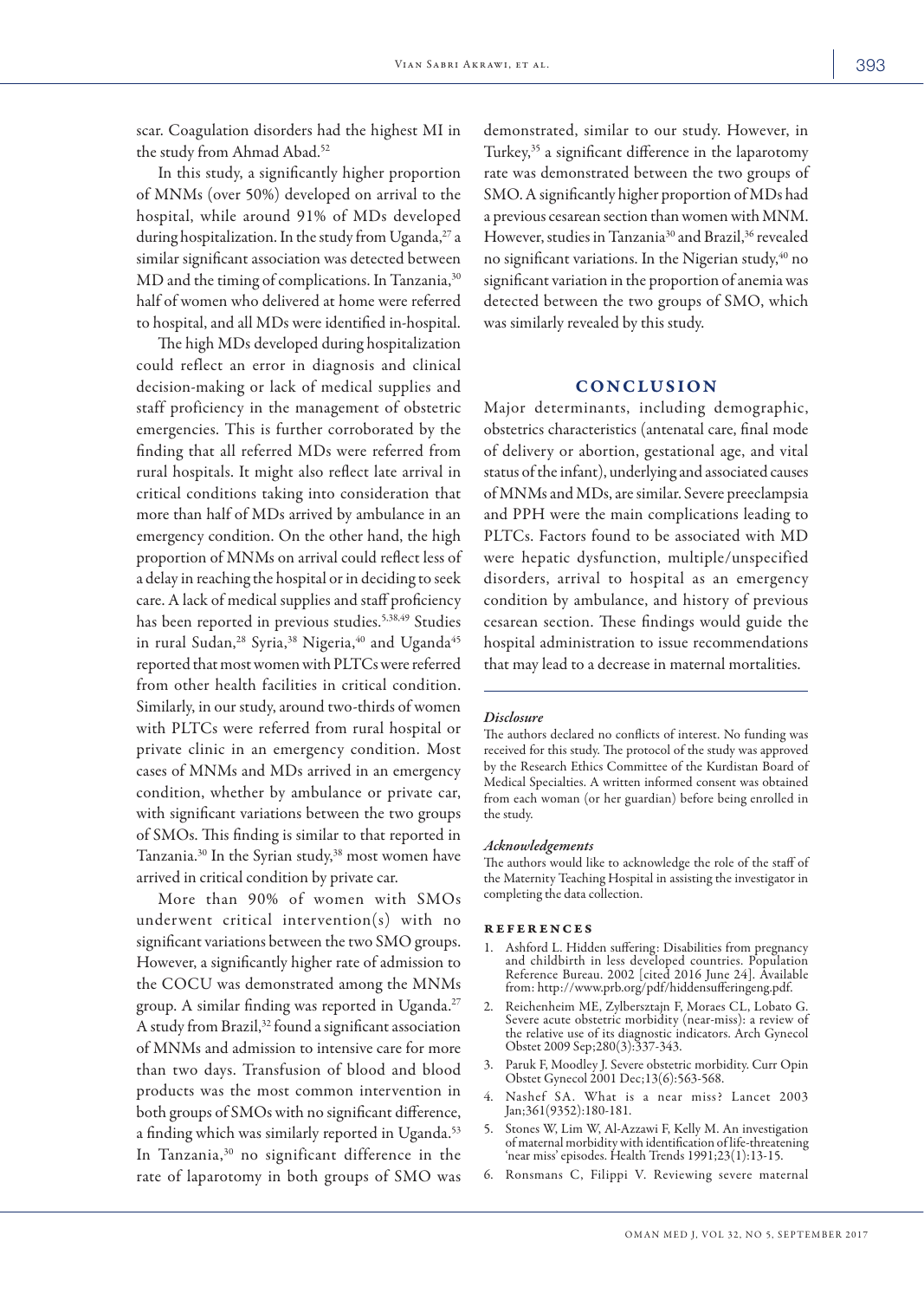scar. Coagulation disorders had the highest MI in the study from Ahmad Abad.[52]

In this study, a significantly higher proportion of MNMs (over 50%) developed on arrival to the hospital, while around 91% of MDs developed during hospitalization. In the study from Uganda,[27] a similar significant association was detected between MD and the timing of complications. In Tanzania,[30] half of women who delivered at home were referred to hospital, and all MDs were identified in-hospital.

The high MDs developed during hospitalization could reflect an error in diagnosis and clinical decision-making or lack of medical supplies and staff proficiency in the management of obstetric emergencies. This is further corroborated by the finding that all referred MDs were referred from rural hospitals. It might also reflect late arrival in critical conditions taking into consideration that more than half of MDs arrived by ambulance in an emergency condition. On the other hand, the high proportion of MNMs on arrival could reflect less of a delay in reaching the hospital or in deciding to seek care. A lack of medical supplies and staff proficiency has been reported in previous studies.[5,38,49] Studies in rural Sudan,[28] Syria,[38] Nigeria,[40] and Uganda[45] reported that most women with PLTCs were referred from other health facilities in critical condition. Similarly, in our study, around two-thirds of women with PLTCs were referred from rural hospital or private clinic in an emergency condition. Most cases of MNMs and MDs arrived in an emergency condition, whether by ambulance or private car, with significant variations between the two groups of SMOs. This finding is similar to that reported in Tanzania.[30] In the Syrian study,[38] most women have arrived in critical condition by private car.

More than 90% of women with SMOs underwent critical intervention(s) with no significant variations between the two SMO groups. However, a significantly higher rate of admission to the COCU was demonstrated among the MNMs group. A similar finding was reported in Uganda.[27] A study from Brazil,[32] found a significant association of MNMs and admission to intensive care for more than two days. Transfusion of blood and blood products was the most common intervention in both groups of SMOs with no significant difference, a finding which was similarly reported in Uganda.[53] In Tanzania,[30] no significant difference in the rate of laparotomy in both groups of SMO was demonstrated, similar to our study. However, in Turkey,[35] a significant difference in the laparotomy rate was demonstrated between the two groups of SMO. A significantly higher proportion of MDs had a previous cesarean section than women with MNM. However, studies in Tanzania[30] and Brazil,[36] revealed no significant variations. In the Nigerian study,[40] no significant variation in the proportion of anemia was detected between the two groups of SMO, which was similarly revealed by this study.

## CONCLUSION

Major determinants, including demographic, obstetrics characteristics (antenatal care, final mode of delivery or abortion, gestational age, and vital status of the infant), underlying and associated causes of MNMs and MDs, are similar. Severe preeclampsia and PPH were the main complications leading to PLTCs. Factors found to be associated with MD were hepatic dysfunction, multiple/unspecified disorders, arrival to hospital as an emergency condition by ambulance, and history of previous cesarean section. These findings would guide the hospital administration to issue recommendations that may lead to a decrease in maternal mortalities.

### *Disclosure*

The authors declared no conflicts of interest. No funding was received for this study. The protocol of the study was approved by the Research Ethics Committee of the Kurdistan Board of Medical Specialties. A written informed consent was obtained from each woman (or her guardian) before being enrolled in the study.

### *Acknowledgements*

The authors would like to acknowledge the role of the staff of the Maternity Teaching Hospital in assisting the investigator in completing the data collection.

## REFERENCES

1. Ashford L. Hidden suffering: Disabilities from pregnancy and childbirth in less developed countries. Population Reference Bureau. 2002 [cited 2016 June 24]. Available from: http://www.prb.org/pdf/hiddensufferingeng.pdf.
2. Reichenheim ME, Zylbersztajn F, Moraes CL, Lobato G. Severe acute obstetric morbidity (near-miss): a review of the relative use of its diagnostic indicators. Arch Gynecol Obstet 2009 Sep;280(3):337-343.
3. Paruk F, Moodley J. Severe obstetric morbidity. Curr Opin Obstet Gynecol 2001 Dec;13(6):563-568.
4. Nashef SA. What is a near miss? Lancet 2003 Jan;361(9352):180-181.
5. Stones W, Lim W, Al-Azzawi F, Kelly M. An investigation of maternal morbidity with identification of life-threatening 'near miss' episodes. Health Trends 1991;23(1):13-15.
6. Ronsmans C, Filippi V. Reviewing severe maternal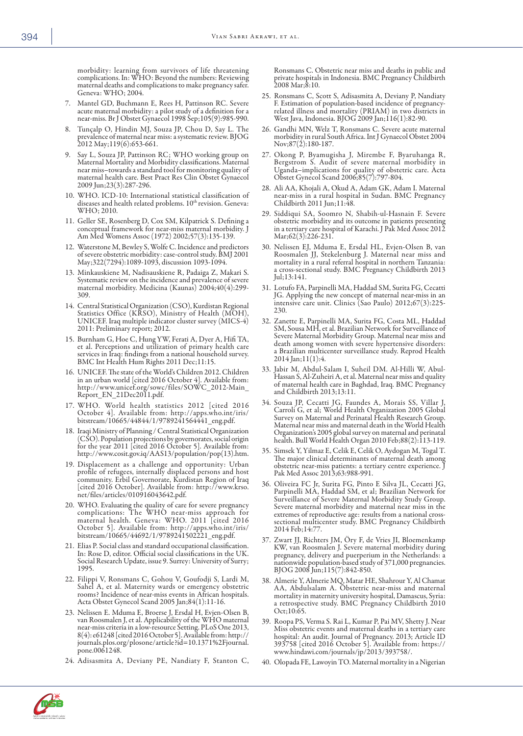morbidity: learning from survivors of life threatening complications. In: WHO: Beyond the numbers: Reviewing maternal deaths and complications to make pregnancy safer. Geneva: WHO; 2004.

7. Mantel GD, Buchmann E, Rees H, Pattinson RC. Severe acute maternal morbidity: a pilot study of a definition for a near-miss. Br J Obstet Gynaecol 1998 Sep;105(9):985-990.
8. Tunçalp O, Hindin MJ, Souza JP, Chou D, Say L. The prevalence of maternal near miss: a systematic review. BJOG 2012 May;119(6):653-661.
9. Say L, Souza JP, Pattinson RC; WHO working group on Maternal Mortality and Morbidity classifications. Maternal near miss–towards a standard tool for monitoring quality of maternal health care. Best Pract Res Clin Obstet Gynaecol 2009 Jun;23(3):287-296.
10. WHO. ICD-10: International statistical classification of diseases and health related problems. 10th revision. Geneva: WHO; 2010.
11. Geller SE, Rosenberg D, Cox SM, Kilpatrick S. Defining a conceptual framework for near-miss maternal morbidity. J Am Med Womens Assoc (1972) 2002;57(3):135-139.
12. Waterstone M, Bewley S, Wolfe C. Incidence and predictors of severe obstetric morbidity: case-control study. BMJ 2001 May;322(7294):1089-1093, discussion 1093-1094.
13. Minkauskiene M, Nadisauskiene R, Padaiga Z, Makari S. Systematic review on the incidence and prevalence of severe maternal morbidity. Medicina (Kaunas) 2004;40(4):299-309.
14. Central Statistical Organization (CSO), Kurdistan Regional Statistics Office (KRSO), Ministry of Health (MOH), UNICEF. Iraq multiple indicator cluster survey (MICS-4) 2011: Preliminary report; 2012.
15. Burnham G, Hoe C, Hung YW, Ferati A, Dyer A, Hifi TA, et al. Perceptions and utilization of primary health care services in Iraq: findings from a national household survey. BMC Int Health Hum Rights 2011 Dec;11:15.
16. UNICEF. The state of the World's Children 2012. Children in an urban world [cited 2016 October 4]. Available from: http://www.unicef.org/sowc/files/SOWC_2012-Main_Report_EN_21Dec2011.pdf.
17. WHO. World health statistics 2012 [cited 2016 October 4]. Available from: http://apps.who.int/iris/bitstream/10665/44844/1/9789241564441_eng.pdf.
18. Iraqi Ministry of Planning / Central Statistical Organization (CSO). Population projections by governorates, social origin for the year 2011 [cited 2016 October 5]. Available from: http://www.cosit.gov.iq/AAS13/population/pop(13).htm.
19. Displacement as a challenge and opportunity: Urban profile of refugees, internally displaced persons and host community. Erbil Governorate, Kurdistan Region of Iraq [cited 2016 October]. Available from: http://www.krso.net/files/articles/010916043642.pdf.
20. WHO. Evaluating the quality of care for severe pregnancy complications: The WHO near-miss approach for maternal health. Geneva: WHO. 2011 [cited 2016 October 5]. Available from: http://apps.who.int/iris/bitstream/10665/44692/1/9789241502221_eng.pdf.
21. Elias P. Social class and standard occupational classification. In: Rose D, editor. Official social classifications in the UK. Social Research Update, issue 9. Surrey: University of Surry; 1995.
22. Filippi V, Ronsmans C, Gohou V, Goufodji S, Lardi M, Sahel A, et al. Maternity wards or emergency obstetric rooms? Incidence of near-miss events in African hospitals. Acta Obstet Gynecol Scand 2005 Jan;84(1):11-16.
23. Nelissen E. Mduma E, Broerse J, Ersdal H, Evjen-Olsen B, van Roosmalen J, et al. Applicability of the WHO maternal near-miss criteria in a low-resource Setting. PLoS One 2013, 8(4): e61248 [cited 2016 October 5]. Available from: http://journals.plos.org/plosone/article?id=10.1371%2Fjournal.pone.0061248.
24. Adisasmita A, Deviany PE, Nandiaty F, Stanton C, Ronsmans C. Obstetric near miss and deaths in public and private hospitals in Indonesia. BMC Pregnancy Childbirth 2008 Mar;8:10.
25. Ronsmans C, Scott S, Adisasmita A, Deviany P, Nandiaty F. Estimation of population-based incidence of pregnancy-related illness and mortality (PRIAM) in two districts in West Java, Indonesia. BJOG 2009 Jan;116(1):82-90.
26. Gandhi MN, Welz T, Ronsmans C. Severe acute maternal morbidity in rural South Africa. Int J Gynaecol Obstet 2004 Nov;87(2):180-187.
27. Okong P, Byamugisha J, Mirembe F, Byaruhanga R, Bergstrom S. Audit of severe maternal morbidity in Uganda–implications for quality of obstetric care. Acta Obstet Gynecol Scand 2006;85(7):797-804.
28. Ali AA, Khojali A, Okud A, Adam GK, Adam I. Maternal near-miss in a rural hospital in Sudan. BMC Pregnancy Childbirth 2011 Jun;11:48.
29. Siddiqui SA, Soomro N, Shabih-ul-Hasnain F. Severe obstetric morbidity and its outcome in patients presenting in a tertiary care hospital of Karachi. J Pak Med Assoc 2012 Mar;62(3):226-231.
30. Nelissen EJ, Mduma E, Ersdal HL, Evjen-Olsen B, van Roosmalen JJ, Stekelenburg J. Maternal near miss and mortality in a rural referral hospital in northern Tanzania: a cross-sectional study. BMC Pregnancy Childbirth 2013 Jul;13:141.
31. Lotufo FA, Parpinelli MA, Haddad SM, Surita FG, Cecatti JG. Applying the new concept of maternal near-miss in an intensive care unit. Clinics (Sao Paulo) 2012;67(3):225-230.
32. Zanette E, Parpinelli MA, Surita FG, Costa ML, Haddad SM, Sousa MH, et al. Brazilian Network for Surveillance of Severe Maternal Morbidity Group. Maternal near miss and death among women with severe hypertensive disorders: a Brazilian multicenter surveillance study. Reprod Health 2014 Jan;11(1):4.
33. Jabir M, Abdul-Salam I, Suheil DM. Al-Hilli W, Abul-Hassan S, Al-Zuheiri A, et al. Maternal near miss and quality of maternal health care in Baghdad, Iraq. BMC Pregnancy and Childbirth 2013;13:11.
34. Souza JP, Cecatti JG, Faundes A, Morais SS, Villar J, Carroli G, et al; World Health Organization 2005 Global Survey on Maternal and Perinatal Health Research Group. Maternal near miss and maternal death in the World Health Organization's 2005 global survey on maternal and perinatal health. Bull World Health Organ 2010 Feb;88(2):113-119.
35. Simsek Y, Yilmaz E, Celik E, Celik O, Aydogan M, Togal T. The major clinical determinants of maternal death among obstetric near-miss patients: a tertiary centre experience. J Pak Med Assoc 2013;63:988-991.
36. Oliveira FC Jr, Surita FG, Pinto E Silva JL, Cecatti JG, Parpinelli MA, Haddad SM, et al; Brazilian Network for Surveillance of Severe Maternal Morbidity Study Group. Severe maternal morbidity and maternal near miss in the extremes of reproductive age: results from a national cross-sectional multicenter study. BMC Pregnancy Childbirth 2014 Feb;14:77.
37. Zwart JJ, Richters JM, Öry F, de Vries JI, Bloemenkamp KW, van Roosmalen J. Severe maternal morbidity during pregnancy, delivery and puerperium in the Netherlands: a nationwide population-based study of 371,000 pregnancies. BJOG 2008 Jun;115(7):842-850.
38. Almerie Y, Almerie MQ, Matar HE, Shahrour Y, Al Chamat AA, Abdulsalam A. Obstetric near-miss and maternal mortality in maternity university hospital, Damascus, Syria: a retrospective study. BMC Pregnancy Childbirth 2010 Oct;10:65.
39. Roopa PS, Verma S. Rai L, Kumar P, Pai MV, Shetty J. Near Miss obstetric events and maternal deaths in a tertiary care hospital: An audit. Journal of Pregnancy. 2013; Article ID 393758 [cited 2016 October 5]. Available from: https://www.hindawi.com/journals/jp/2013/393758/.
40. Olopada FE, Lawoyin TO. Maternal mortality in a Nigerian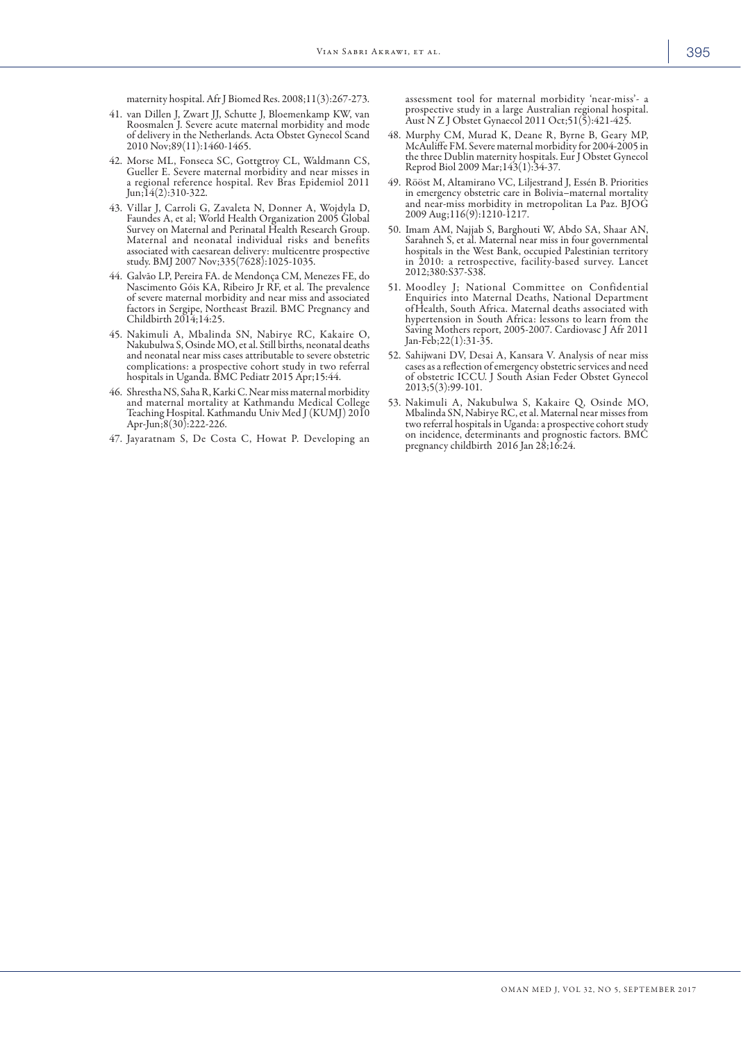maternity hospital. Afr J Biomed Res. 2008;11(3):267-273.

41. van Dillen J, Zwart JJ, Schutte J, Bloemenkamp KW, van Roosmalen J. Severe acute maternal morbidity and mode of delivery in the Netherlands. Acta Obstet Gynecol Scand 2010 Nov;89(11):1460-1465.
42. Morse ML, Fonseca SC, Gottgtroy CL, Waldmann CS, Gueller E. Severe maternal morbidity and near misses in a regional reference hospital. Rev Bras Epidemiol 2011 Jun;14(2):310-322.
43. Villar J, Carroli G, Zavaleta N, Donner A, Wojdyla D, Faundes A, et al; World Health Organization 2005 Global Survey on Maternal and Perinatal Health Research Group. Maternal and neonatal individual risks and benefits associated with caesarean delivery: multicentre prospective study. BMJ 2007 Nov;335(7628):1025-1035.
44. Galvão LP, Pereira FA. de Mendonça CM, Menezes FE, do Nascimento Góis KA, Ribeiro Jr RF, et al. The prevalence of severe maternal morbidity and near miss and associated factors in Sergipe, Northeast Brazil. BMC Pregnancy and Childbirth 2014;14:25.
45. Nakimuli A, Mbalinda SN, Nabirye RC, Kakaire O, Nakubulwa S, Osinde MO, et al. Still births, neonatal deaths and neonatal near miss cases attributable to severe obstetric complications: a prospective cohort study in two referral hospitals in Uganda. BMC Pediatr 2015 Apr;15:44.
46. Shrestha NS, Saha R, Karki C. Near miss maternal morbidity and maternal mortality at Kathmandu Medical College Teaching Hospital. Kathmandu Univ Med J (KUMJ) 2010 Apr-Jun;8(30):222-226.
47. Jayaratnam S, De Costa C, Howat P. Developing an assessment tool for maternal morbidity 'near-miss'- a prospective study in a large Australian regional hospital. Aust N Z J Obstet Gynaecol 2011 Oct;51(5):421-425.
48. Murphy CM, Murad K, Deane R, Byrne B, Geary MP, McAuliffe FM. Severe maternal morbidity for 2004-2005 in the three Dublin maternity hospitals. Eur J Obstet Gynecol Reprod Biol 2009 Mar;143(1):34-37.
49. Rööst M, Altamirano VC, Liljestrand J, Essén B. Priorities in emergency obstetric care in Bolivia–maternal mortality and near-miss morbidity in metropolitan La Paz. BJOG 2009 Aug;116(9):1210-1217.
50. Imam AM, Najjab S, Barghouti W, Abdo SA, Shaar AN, Sarahneh S, et al. Maternal near miss in four governmental hospitals in the West Bank, occupied Palestinian territory in 2010: a retrospective, facility-based survey. Lancet 2012;380:S37-S38.
51. Moodley J; National Committee on Confidential Enquiries into Maternal Deaths, National Department of Health, South Africa. Maternal deaths associated with hypertension in South Africa: lessons to learn from the Saving Mothers report, 2005-2007. Cardiovasc J Afr 2011 Jan-Feb;22(1):31-35.
52. Sahijwani DV, Desai A, Kansara V. Analysis of near miss cases as a reflection of emergency obstetric services and need of obstetric ICCU. J South Asian Feder Obstet Gynecol 2013;5(3):99-101.
53. Nakimuli A, Nakubulwa S, Kakaire Q, Osinde MO, Mbalinda SN, Nabirye RC, et al. Maternal near misses from two referral hospitals in Uganda: a prospective cohort study on incidence, determinants and prognostic factors. BMC pregnancy childbirth 2016 Jan 28;16:24.